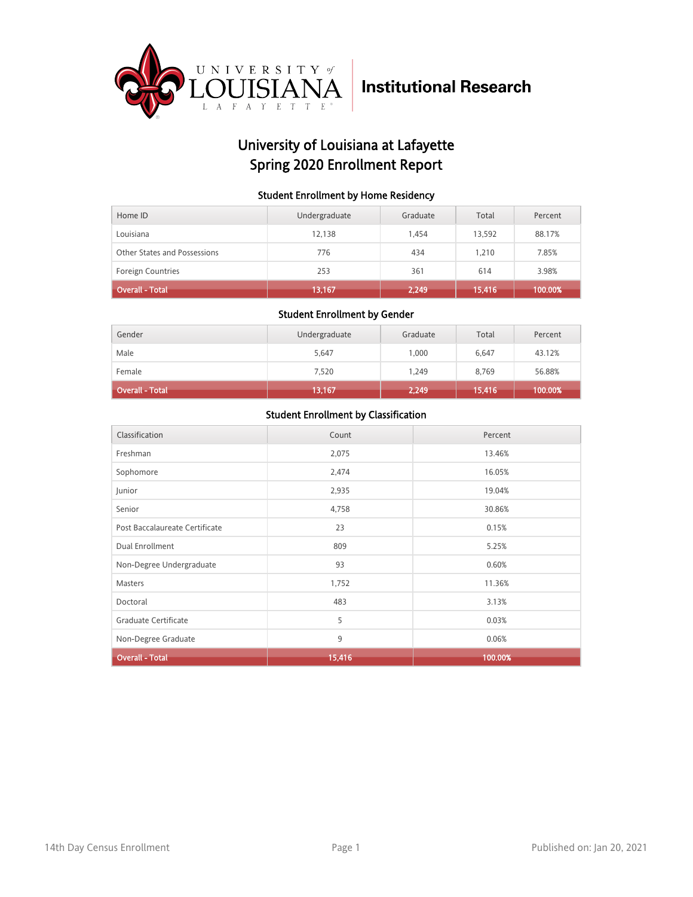University of Louisiana Lafayette | Institutional Research

# University of Louisiana at Lafayette
# Spring 2020 Enrollment Report

### Student Enrollment by Home Residency

| Home ID | Undergraduate | Graduate | Total | Percent |
|---|---|---|---|---|
| Louisiana | 12,138 | 1,454 | 13,592 | 88.17% |
| Other States and Possessions | 776 | 434 | 1,210 | 7.85% |
| Foreign Countries | 253 | 361 | 614 | 3.98% |
| Overall - Total | 13,167 | 2,249 | 15,416 | 100.00% |

### Student Enrollment by Gender

| Gender | Undergraduate | Graduate | Total | Percent |
|---|---|---|---|---|
| Male | 5,647 | 1,000 | 6,647 | 43.12% |
| Female | 7,520 | 1,249 | 8,769 | 56.88% |
| Overall - Total | 13,167 | 2,249 | 15,416 | 100.00% |

### Student Enrollment by Classification

| Classification | Count | Percent |
|---|---|---|
| Freshman | 2,075 | 13.46% |
| Sophomore | 2,474 | 16.05% |
| Junior | 2,935 | 19.04% |
| Senior | 4,758 | 30.86% |
| Post Baccalaureate Certificate | 23 | 0.15% |
| Dual Enrollment | 809 | 5.25% |
| Non-Degree Undergraduate | 93 | 0.60% |
| Masters | 1,752 | 11.36% |
| Doctoral | 483 | 3.13% |
| Graduate Certificate | 5 | 0.03% |
| Non-Degree Graduate | 9 | 0.06% |
| Overall - Total | 15,416 | 100.00% |

14th Day Census Enrollment | Published on: Jan 20, 2021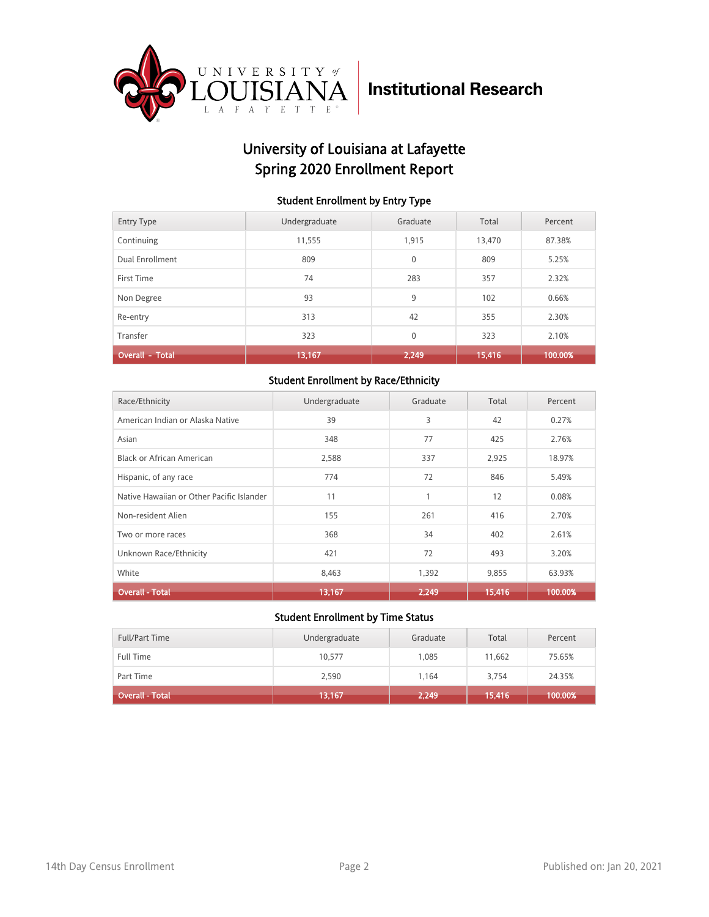Institutional Research

# University of Louisiana at Lafayette
# Spring 2020 Enrollment Report

### Student Enrollment by Entry Type

| Entry Type | Undergraduate | Graduate | Total | Percent |
|---|---|---|---|---|
| Continuing | 11,555 | 1,915 | 13,470 | 87.38% |
| Dual Enrollment | 809 | 0 | 809 | 5.25% |
| First Time | 74 | 283 | 357 | 2.32% |
| Non Degree | 93 | 9 | 102 | 0.66% |
| Re-entry | 313 | 42 | 355 | 2.30% |
| Transfer | 323 | 0 | 323 | 2.10% |
| **Overall - Total** | **13,167** | **2,249** | **15,416** | **100.00%** |

### Student Enrollment by Race/Ethnicity

| Race/Ethnicity | Undergraduate | Graduate | Total | Percent |
|---|---|---|---|---|
| American Indian or Alaska Native | 39 | 3 | 42 | 0.27% |
| Asian | 348 | 77 | 425 | 2.76% |
| Black or African American | 2,588 | 337 | 2,925 | 18.97% |
| Hispanic, of any race | 774 | 72 | 846 | 5.49% |
| Native Hawaiian or Other Pacific Islander | 11 | 1 | 12 | 0.08% |
| Non-resident Alien | 155 | 261 | 416 | 2.70% |
| Two or more races | 368 | 34 | 402 | 2.61% |
| Unknown Race/Ethnicity | 421 | 72 | 493 | 3.20% |
| White | 8,463 | 1,392 | 9,855 | 63.93% |
| **Overall - Total** | **13,167** | **2,249** | **15,416** | **100.00%** |

### Student Enrollment by Time Status

| Full/Part Time | Undergraduate | Graduate | Total | Percent |
|---|---|---|---|---|
| Full Time | 10,577 | 1,085 | 11,662 | 75.65% |
| Part Time | 2,590 | 1,164 | 3,754 | 24.35% |
| **Overall - Total** | **13,167** | **2,249** | **15,416** | **100.00%** |

14th Day Census Enrollment

Published on: Jan 20, 2021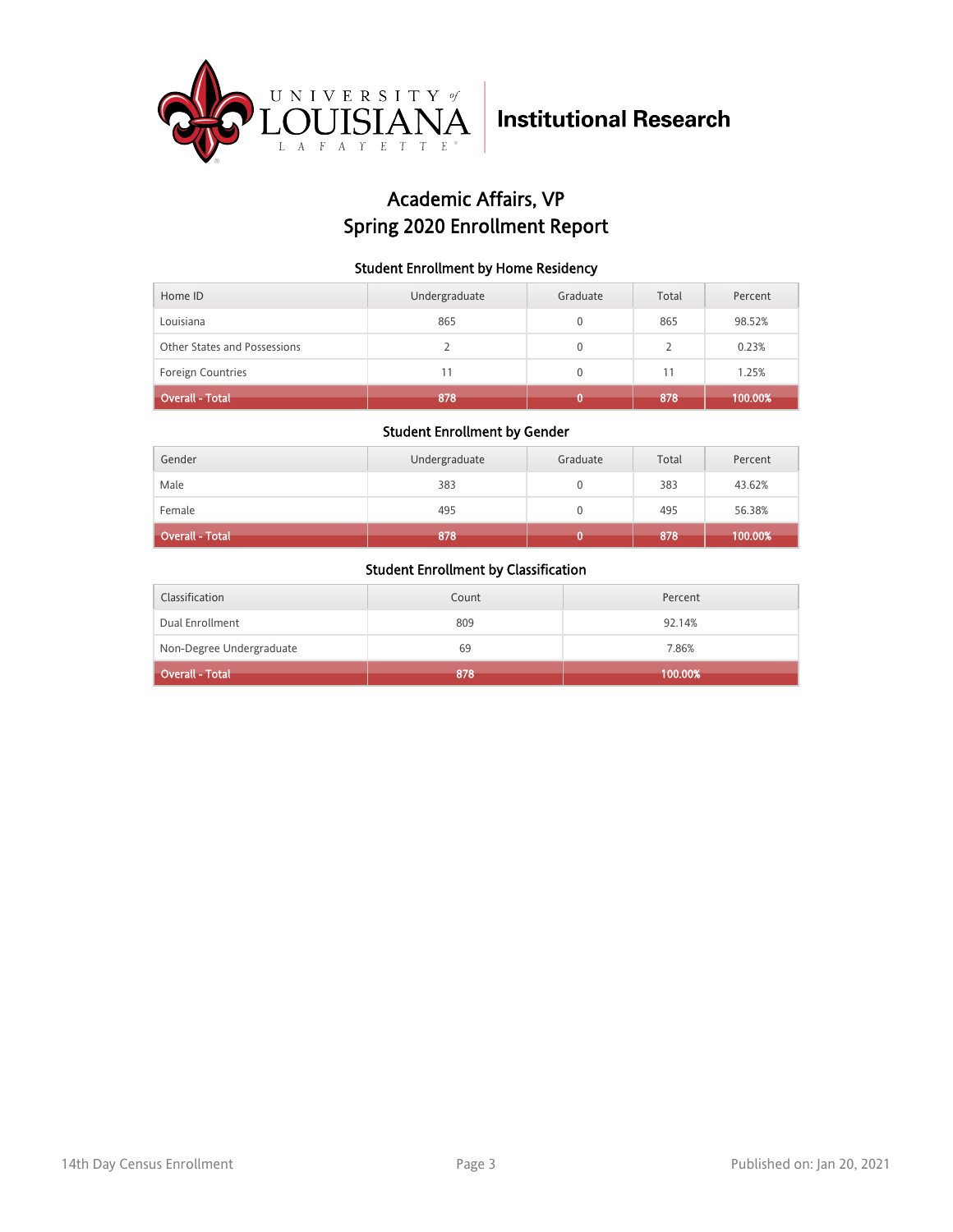# Academic Affairs, VP
## Spring 2020 Enrollment Report

### Student Enrollment by Home Residency

| Home ID | Undergraduate | Graduate | Total | Percent |
|---|---|---|---|---|
| Louisiana | 865 | 0 | 865 | 98.52% |
| Other States and Possessions | 2 | 0 | 2 | 0.23% |
| Foreign Countries | 11 | 0 | 11 | 1.25% |
| **Overall - Total** | **878** | **0** | **878** | **100.00%** |

### Student Enrollment by Gender

| Gender | Undergraduate | Graduate | Total | Percent |
|---|---|---|---|---|
| Male | 383 | 0 | 383 | 43.62% |
| Female | 495 | 0 | 495 | 56.38% |
| **Overall - Total** | **878** | **0** | **878** | **100.00%** |

### Student Enrollment by Classification

| Classification | Count | Percent |
|---|---|---|
| Dual Enrollment | 809 | 92.14% |
| Non-Degree Undergraduate | 69 | 7.86% |
| **Overall - Total** | **878** | **100.00%** |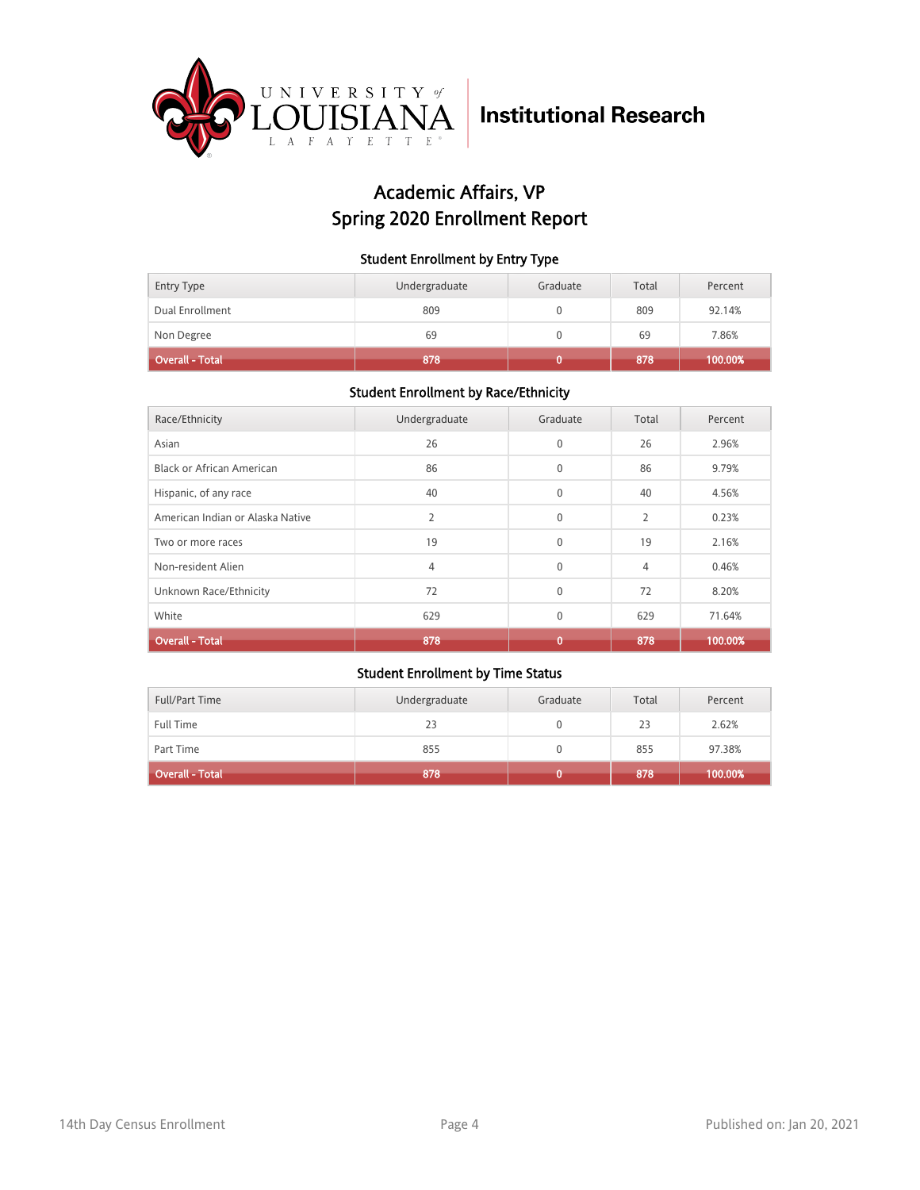# Academic Affairs, VP
# Spring 2020 Enrollment Report

### Student Enrollment by Entry Type

| Entry Type | Undergraduate | Graduate | Total | Percent |
|---|---|---|---|---|
| Dual Enrollment | 809 | 0 | 809 | 92.14% |
| Non Degree | 69 | 0 | 69 | 7.86% |
| **Overall - Total** | **878** | **0** | **878** | **100.00%** |

### Student Enrollment by Race/Ethnicity

| Race/Ethnicity | Undergraduate | Graduate | Total | Percent |
|---|---|---|---|---|
| Asian | 26 | 0 | 26 | 2.96% |
| Black or African American | 86 | 0 | 86 | 9.79% |
| Hispanic, of any race | 40 | 0 | 40 | 4.56% |
| American Indian or Alaska Native | 2 | 0 | 2 | 0.23% |
| Two or more races | 19 | 0 | 19 | 2.16% |
| Non-resident Alien | 4 | 0 | 4 | 0.46% |
| Unknown Race/Ethnicity | 72 | 0 | 72 | 8.20% |
| White | 629 | 0 | 629 | 71.64% |
| **Overall - Total** | **878** | **0** | **878** | **100.00%** |

### Student Enrollment by Time Status

| Full/Part Time | Undergraduate | Graduate | Total | Percent |
|---|---|---|---|---|
| Full Time | 23 | 0 | 23 | 2.62% |
| Part Time | 855 | 0 | 855 | 97.38% |
| **Overall - Total** | **878** | **0** | **878** | **100.00%** |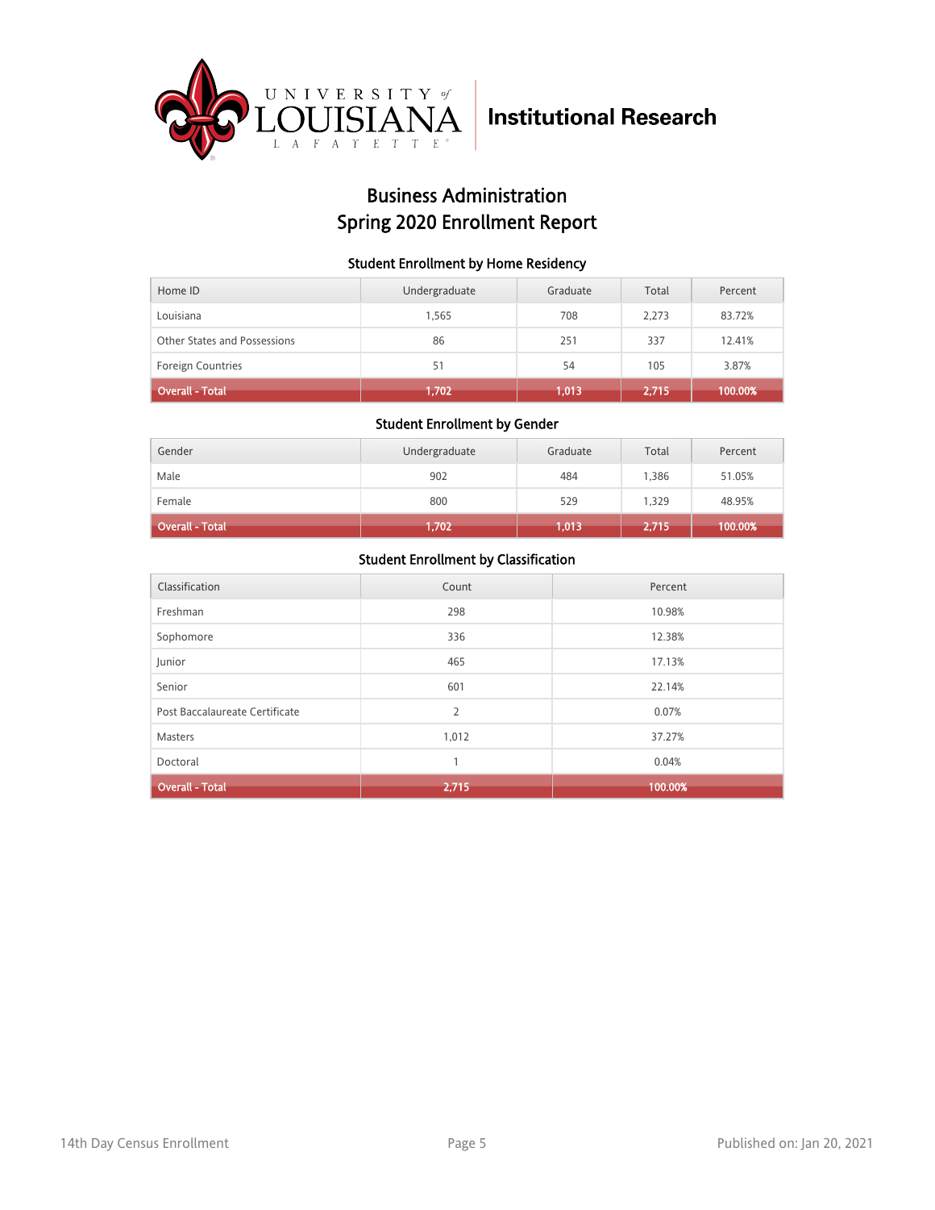University of Louisiana Lafayette | Institutional Research

# Business Administration
# Spring 2020 Enrollment Report

### Student Enrollment by Home Residency

| Home ID | Undergraduate | Graduate | Total | Percent |
|---|---|---|---|---|
| Louisiana | 1,565 | 708 | 2,273 | 83.72% |
| Other States and Possessions | 86 | 251 | 337 | 12.41% |
| Foreign Countries | 51 | 54 | 105 | 3.87% |
| **Overall - Total** | **1,702** | **1,013** | **2,715** | **100.00%** |

### Student Enrollment by Gender

| Gender | Undergraduate | Graduate | Total | Percent |
|---|---|---|---|---|
| Male | 902 | 484 | 1,386 | 51.05% |
| Female | 800 | 529 | 1,329 | 48.95% |
| **Overall - Total** | **1,702** | **1,013** | **2,715** | **100.00%** |

### Student Enrollment by Classification

| Classification | Count | Percent |
|---|---|---|
| Freshman | 298 | 10.98% |
| Sophomore | 336 | 12.38% |
| Junior | 465 | 17.13% |
| Senior | 601 | 22.14% |
| Post Baccalaureate Certificate | 2 | 0.07% |
| Masters | 1,012 | 37.27% |
| Doctoral | 1 | 0.04% |
| **Overall - Total** | **2,715** | **100.00%** |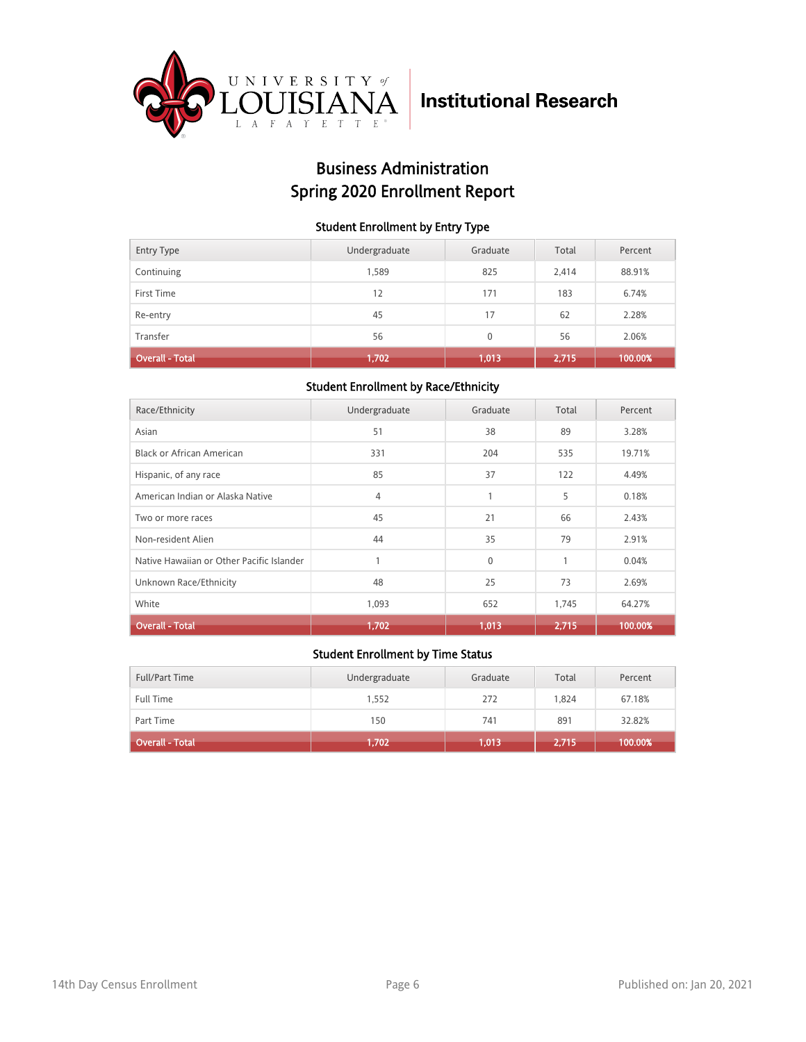# Business Administration
# Spring 2020 Enrollment Report

### Student Enrollment by Entry Type

| Entry Type | Undergraduate | Graduate | Total | Percent |
|---|---|---|---|---|
| Continuing | 1,589 | 825 | 2,414 | 88.91% |
| First Time | 12 | 171 | 183 | 6.74% |
| Re-entry | 45 | 17 | 62 | 2.28% |
| Transfer | 56 | 0 | 56 | 2.06% |
| **Overall - Total** | **1,702** | **1,013** | **2,715** | **100.00%** |

### Student Enrollment by Race/Ethnicity

| Race/Ethnicity | Undergraduate | Graduate | Total | Percent |
|---|---|---|---|---|
| Asian | 51 | 38 | 89 | 3.28% |
| Black or African American | 331 | 204 | 535 | 19.71% |
| Hispanic, of any race | 85 | 37 | 122 | 4.49% |
| American Indian or Alaska Native | 4 | 1 | 5 | 0.18% |
| Two or more races | 45 | 21 | 66 | 2.43% |
| Non-resident Alien | 44 | 35 | 79 | 2.91% |
| Native Hawaiian or Other Pacific Islander | 1 | 0 | 1 | 0.04% |
| Unknown Race/Ethnicity | 48 | 25 | 73 | 2.69% |
| White | 1,093 | 652 | 1,745 | 64.27% |
| **Overall - Total** | **1,702** | **1,013** | **2,715** | **100.00%** |

### Student Enrollment by Time Status

| Full/Part Time | Undergraduate | Graduate | Total | Percent |
|---|---|---|---|---|
| Full Time | 1,552 | 272 | 1,824 | 67.18% |
| Part Time | 150 | 741 | 891 | 32.82% |
| **Overall - Total** | **1,702** | **1,013** | **2,715** | **100.00%** |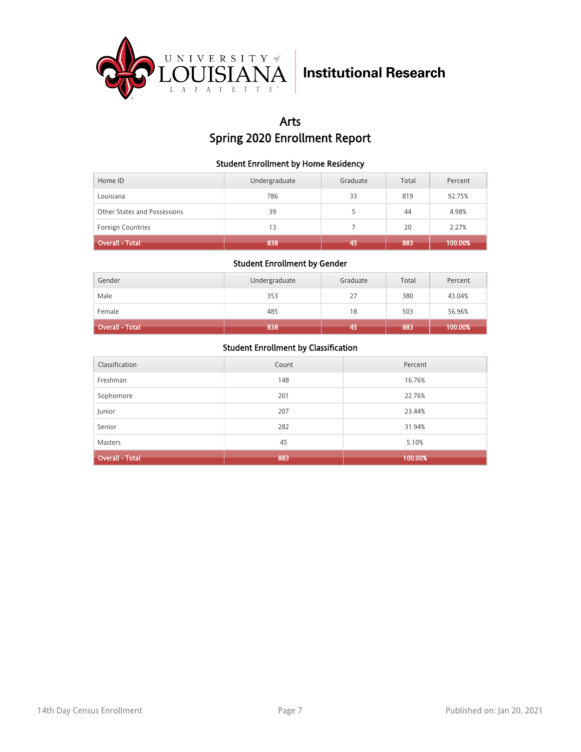Institutional Research

# Arts
## Spring 2020 Enrollment Report

### Student Enrollment by Home Residency

| Home ID | Undergraduate | Graduate | Total | Percent |
|---|---|---|---|---|
| Louisiana | 786 | 33 | 819 | 92.75% |
| Other States and Possessions | 39 | 5 | 44 | 4.98% |
| Foreign Countries | 13 | 7 | 20 | 2.27% |
| **Overall - Total** | **838** | **45** | **883** | **100.00%** |

### Student Enrollment by Gender

| Gender | Undergraduate | Graduate | Total | Percent |
|---|---|---|---|---|
| Male | 353 | 27 | 380 | 43.04% |
| Female | 485 | 18 | 503 | 56.96% |
| **Overall - Total** | **838** | **45** | **883** | **100.00%** |

### Student Enrollment by Classification

| Classification | Count | Percent |
|---|---|---|
| Freshman | 148 | 16.76% |
| Sophomore | 201 | 22.76% |
| Junior | 207 | 23.44% |
| Senior | 282 | 31.94% |
| Masters | 45 | 5.10% |
| **Overall - Total** | **883** | **100.00%** |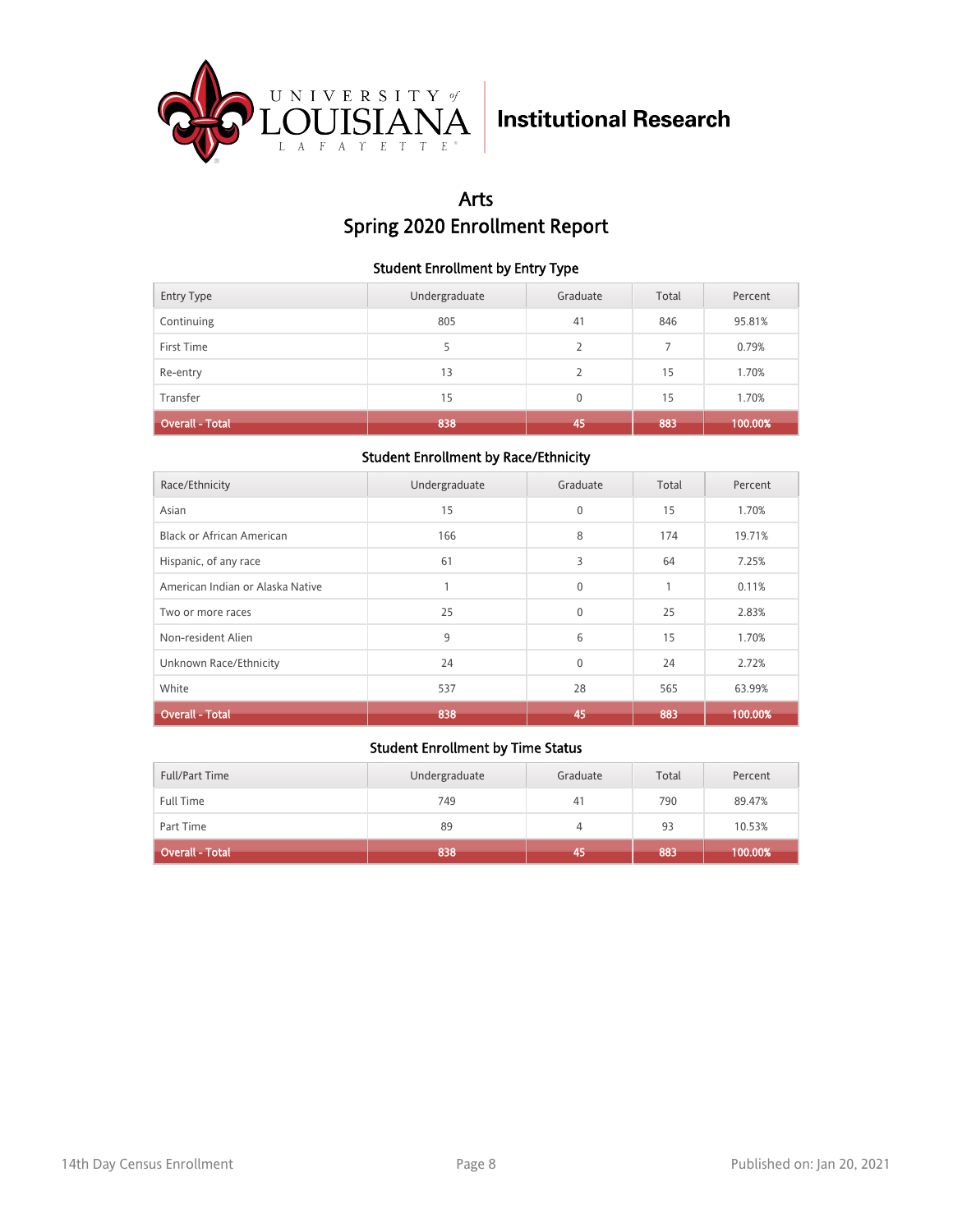Institutional Research

# Arts
## Spring 2020 Enrollment Report

### Student Enrollment by Entry Type

| Entry Type | Undergraduate | Graduate | Total | Percent |
|---|---|---|---|---|
| Continuing | 805 | 41 | 846 | 95.81% |
| First Time | 5 | 2 | 7 | 0.79% |
| Re-entry | 13 | 2 | 15 | 1.70% |
| Transfer | 15 | 0 | 15 | 1.70% |
| **Overall - Total** | **838** | **45** | **883** | **100.00%** |

### Student Enrollment by Race/Ethnicity

| Race/Ethnicity | Undergraduate | Graduate | Total | Percent |
|---|---|---|---|---|
| Asian | 15 | 0 | 15 | 1.70% |
| Black or African American | 166 | 8 | 174 | 19.71% |
| Hispanic, of any race | 61 | 3 | 64 | 7.25% |
| American Indian or Alaska Native | 1 | 0 | 1 | 0.11% |
| Two or more races | 25 | 0 | 25 | 2.83% |
| Non-resident Alien | 9 | 6 | 15 | 1.70% |
| Unknown Race/Ethnicity | 24 | 0 | 24 | 2.72% |
| White | 537 | 28 | 565 | 63.99% |
| **Overall - Total** | **838** | **45** | **883** | **100.00%** |

### Student Enrollment by Time Status

| Full/Part Time | Undergraduate | Graduate | Total | Percent |
|---|---|---|---|---|
| Full Time | 749 | 41 | 790 | 89.47% |
| Part Time | 89 | 4 | 93 | 10.53% |
| **Overall - Total** | **838** | **45** | **883** | **100.00%** |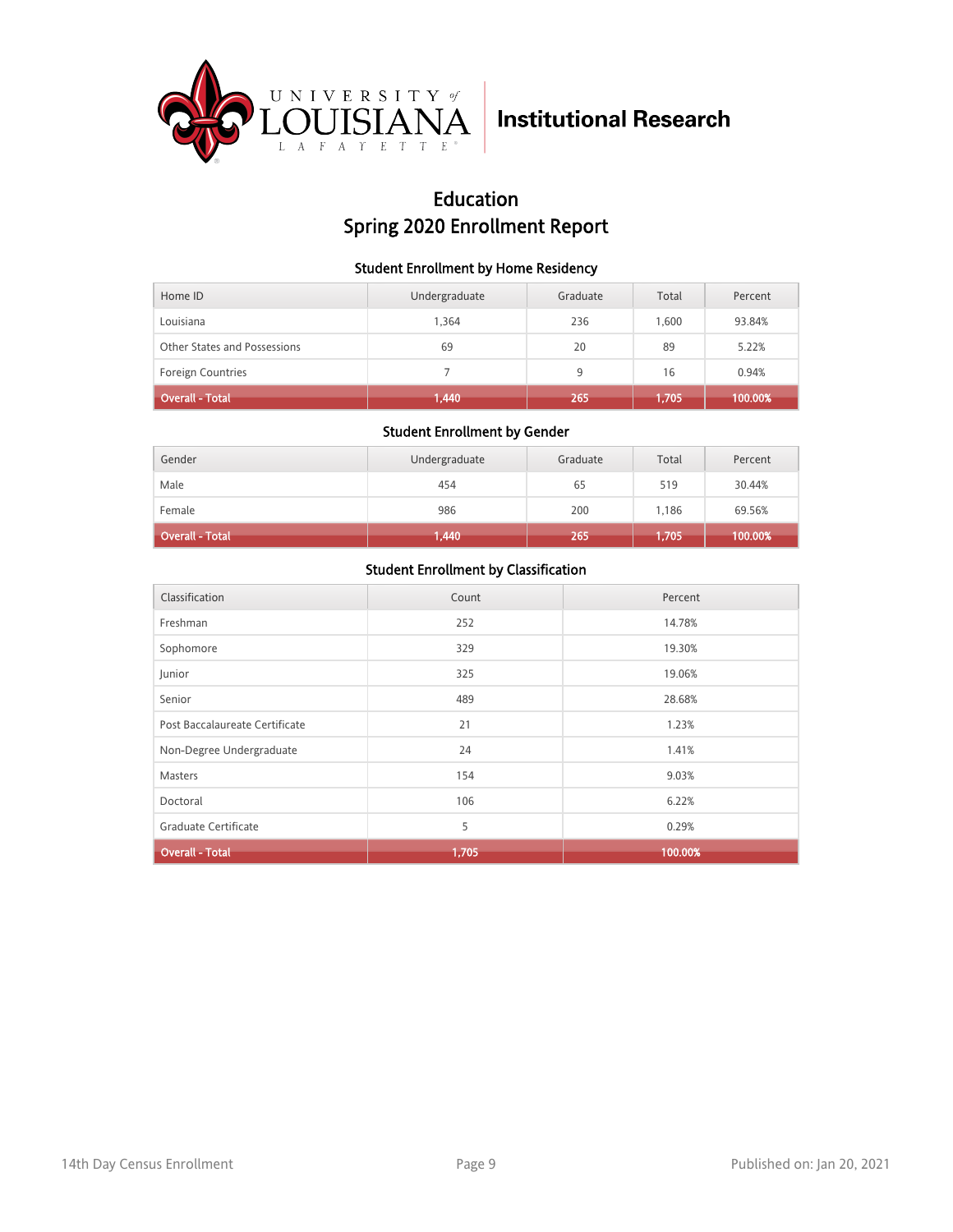UNIVERSITY of LOUISIANA LAFAYETTE

Institutional Research

# Education
# Spring 2020 Enrollment Report

### Student Enrollment by Home Residency

| Home ID | Undergraduate | Graduate | Total | Percent |
|---|---|---|---|---|
| Louisiana | 1,364 | 236 | 1,600 | 93.84% |
| Other States and Possessions | 69 | 20 | 89 | 5.22% |
| Foreign Countries | 7 | 9 | 16 | 0.94% |
| **Overall - Total** | **1,440** | **265** | **1,705** | **100.00%** |

### Student Enrollment by Gender

| Gender | Undergraduate | Graduate | Total | Percent |
|---|---|---|---|---|
| Male | 454 | 65 | 519 | 30.44% |
| Female | 986 | 200 | 1,186 | 69.56% |
| **Overall - Total** | **1,440** | **265** | **1,705** | **100.00%** |

### Student Enrollment by Classification

| Classification | Count | Percent |
|---|---|---|
| Freshman | 252 | 14.78% |
| Sophomore | 329 | 19.30% |
| Junior | 325 | 19.06% |
| Senior | 489 | 28.68% |
| Post Baccalaureate Certificate | 21 | 1.23% |
| Non-Degree Undergraduate | 24 | 1.41% |
| Masters | 154 | 9.03% |
| Doctoral | 106 | 6.22% |
| Graduate Certificate | 5 | 0.29% |
| **Overall - Total** | **1,705** | **100.00%** |

14th Day Census Enrollment

Published on: Jan 20, 2021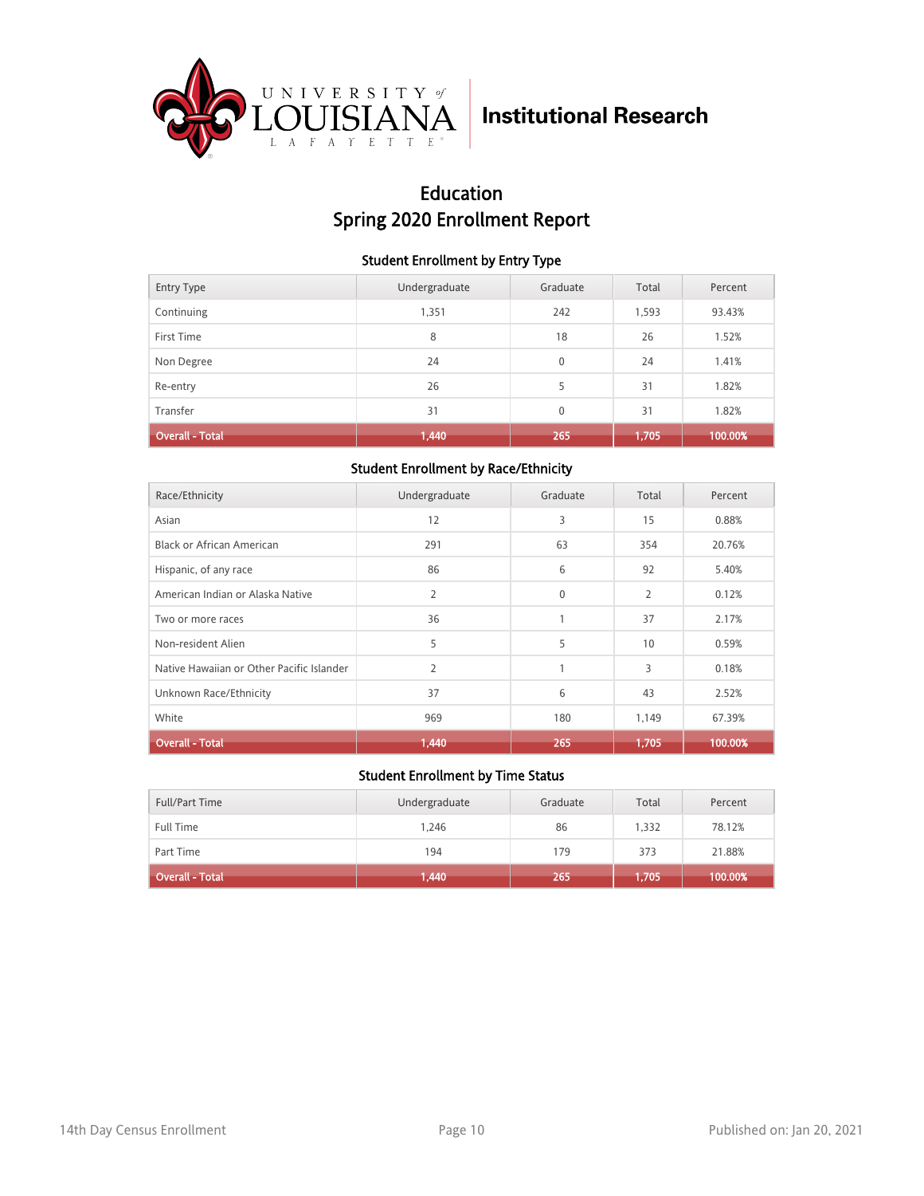University of Louisiana Lafayette — Institutional Research

# Education
# Spring 2020 Enrollment Report

### Student Enrollment by Entry Type

| Entry Type | Undergraduate | Graduate | Total | Percent |
|---|---|---|---|---|
| Continuing | 1,351 | 242 | 1,593 | 93.43% |
| First Time | 8 | 18 | 26 | 1.52% |
| Non Degree | 24 | 0 | 24 | 1.41% |
| Re-entry | 26 | 5 | 31 | 1.82% |
| Transfer | 31 | 0 | 31 | 1.82% |
| **Overall - Total** | **1,440** | **265** | **1,705** | **100.00%** |

### Student Enrollment by Race/Ethnicity

| Race/Ethnicity | Undergraduate | Graduate | Total | Percent |
|---|---|---|---|---|
| Asian | 12 | 3 | 15 | 0.88% |
| Black or African American | 291 | 63 | 354 | 20.76% |
| Hispanic, of any race | 86 | 6 | 92 | 5.40% |
| American Indian or Alaska Native | 2 | 0 | 2 | 0.12% |
| Two or more races | 36 | 1 | 37 | 2.17% |
| Non-resident Alien | 5 | 5 | 10 | 0.59% |
| Native Hawaiian or Other Pacific Islander | 2 | 1 | 3 | 0.18% |
| Unknown Race/Ethnicity | 37 | 6 | 43 | 2.52% |
| White | 969 | 180 | 1,149 | 67.39% |
| **Overall - Total** | **1,440** | **265** | **1,705** | **100.00%** |

### Student Enrollment by Time Status

| Full/Part Time | Undergraduate | Graduate | Total | Percent |
|---|---|---|---|---|
| Full Time | 1,246 | 86 | 1,332 | 78.12% |
| Part Time | 194 | 179 | 373 | 21.88% |
| **Overall - Total** | **1,440** | **265** | **1,705** | **100.00%** |

14th Day Census Enrollment

Published on: Jan 20, 2021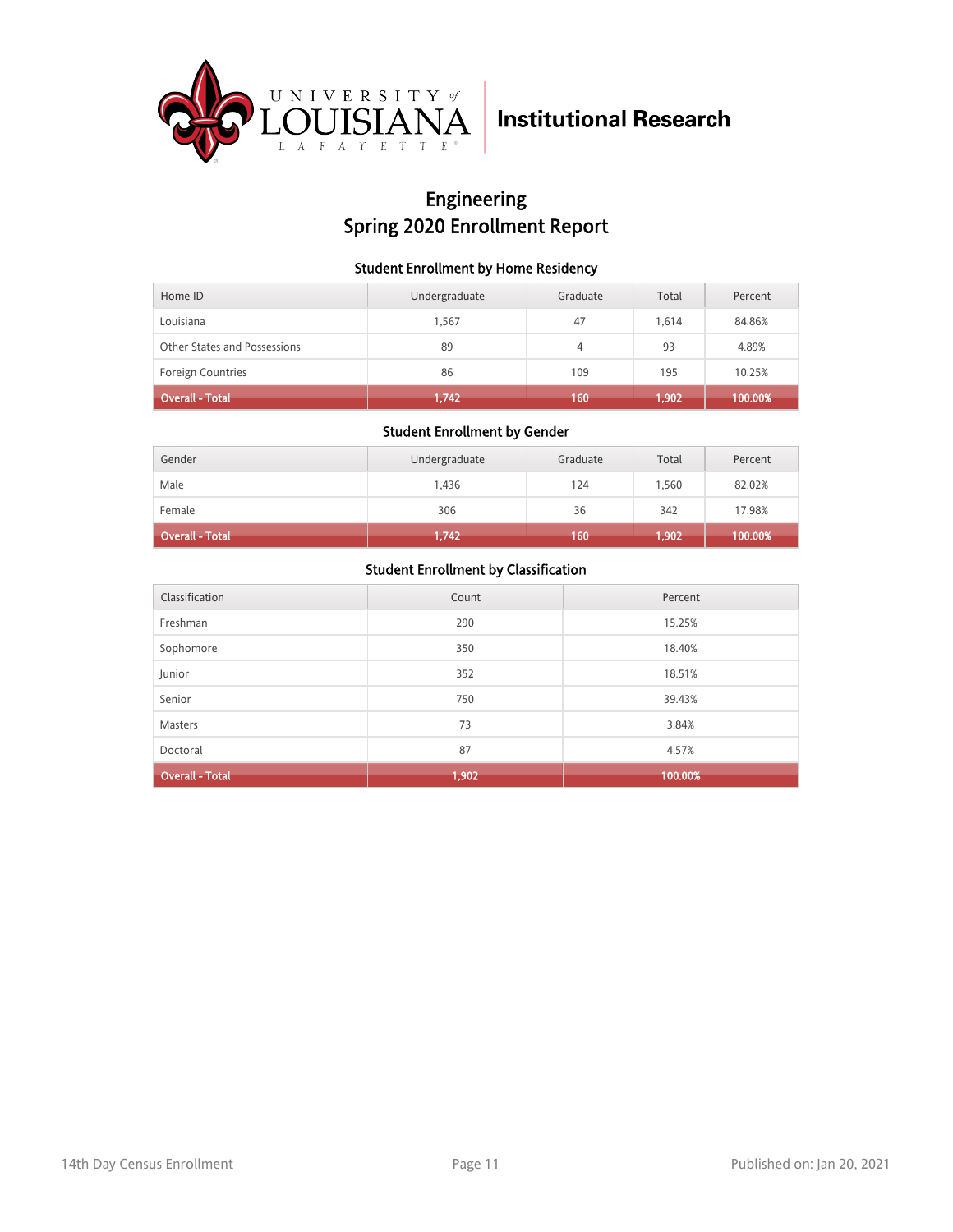University of Louisiana Lafayette | **Institutional Research**

# Engineering
# Spring 2020 Enrollment Report

### Student Enrollment by Home Residency

| Home ID | Undergraduate | Graduate | Total | Percent |
|---|---|---|---|---|
| Louisiana | 1,567 | 47 | 1,614 | 84.86% |
| Other States and Possessions | 89 | 4 | 93 | 4.89% |
| Foreign Countries | 86 | 109 | 195 | 10.25% |
| **Overall - Total** | **1,742** | **160** | **1,902** | **100.00%** |

### Student Enrollment by Gender

| Gender | Undergraduate | Graduate | Total | Percent |
|---|---|---|---|---|
| Male | 1,436 | 124 | 1,560 | 82.02% |
| Female | 306 | 36 | 342 | 17.98% |
| **Overall - Total** | **1,742** | **160** | **1,902** | **100.00%** |

### Student Enrollment by Classification

| Classification | Count | Percent |
|---|---|---|
| Freshman | 290 | 15.25% |
| Sophomore | 350 | 18.40% |
| Junior | 352 | 18.51% |
| Senior | 750 | 39.43% |
| Masters | 73 | 3.84% |
| Doctoral | 87 | 4.57% |
| **Overall - Total** | **1,902** | **100.00%** |

14th Day Census Enrollment | Published on: Jan 20, 2021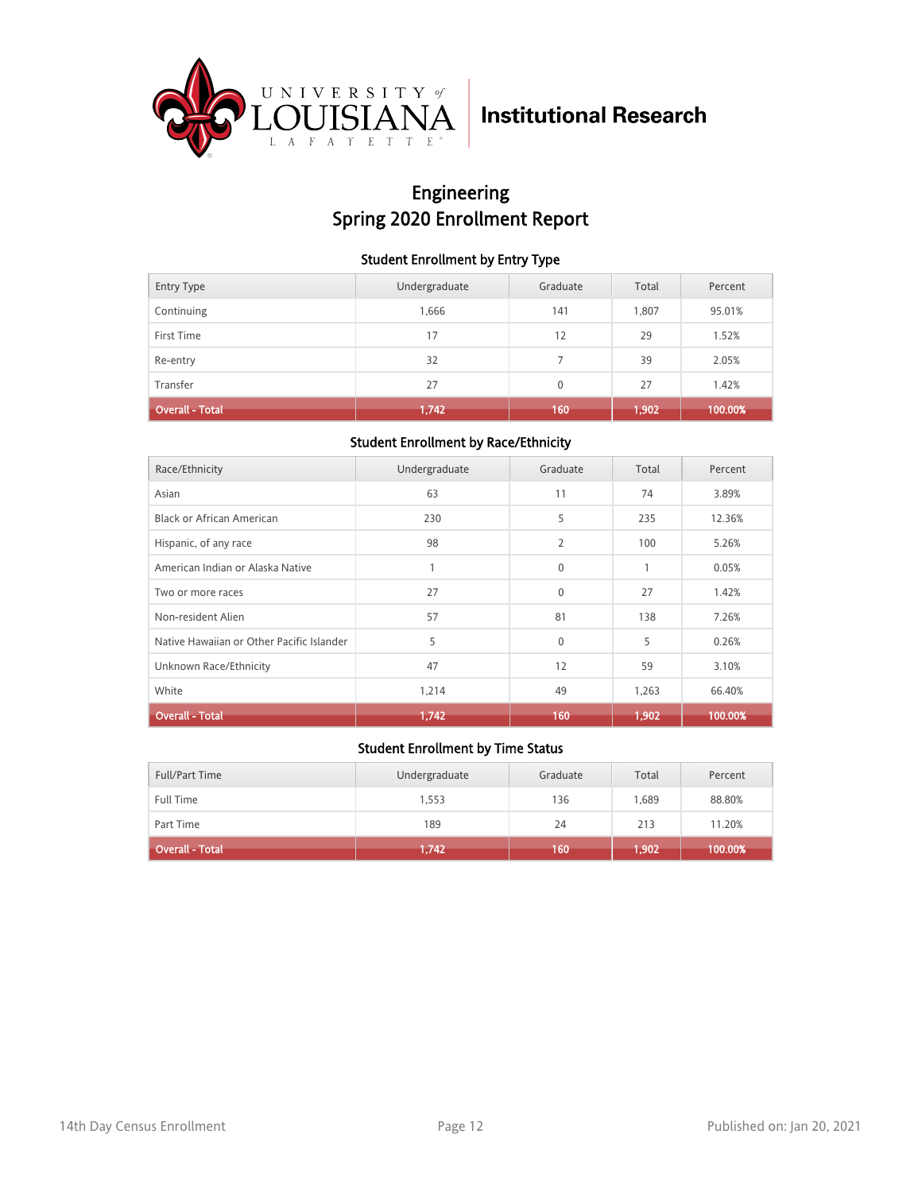University of Louisiana Lafayette — Institutional Research

# Engineering
# Spring 2020 Enrollment Report

## Student Enrollment by Entry Type

| Entry Type | Undergraduate | Graduate | Total | Percent |
|---|---|---|---|---|
| Continuing | 1,666 | 141 | 1,807 | 95.01% |
| First Time | 17 | 12 | 29 | 1.52% |
| Re-entry | 32 | 7 | 39 | 2.05% |
| Transfer | 27 | 0 | 27 | 1.42% |
| **Overall - Total** | **1,742** | **160** | **1,902** | **100.00%** |

## Student Enrollment by Race/Ethnicity

| Race/Ethnicity | Undergraduate | Graduate | Total | Percent |
|---|---|---|---|---|
| Asian | 63 | 11 | 74 | 3.89% |
| Black or African American | 230 | 5 | 235 | 12.36% |
| Hispanic, of any race | 98 | 2 | 100 | 5.26% |
| American Indian or Alaska Native | 1 | 0 | 1 | 0.05% |
| Two or more races | 27 | 0 | 27 | 1.42% |
| Non-resident Alien | 57 | 81 | 138 | 7.26% |
| Native Hawaiian or Other Pacific Islander | 5 | 0 | 5 | 0.26% |
| Unknown Race/Ethnicity | 47 | 12 | 59 | 3.10% |
| White | 1,214 | 49 | 1,263 | 66.40% |
| **Overall - Total** | **1,742** | **160** | **1,902** | **100.00%** |

## Student Enrollment by Time Status

| Full/Part Time | Undergraduate | Graduate | Total | Percent |
|---|---|---|---|---|
| Full Time | 1,553 | 136 | 1,689 | 88.80% |
| Part Time | 189 | 24 | 213 | 11.20% |
| **Overall - Total** | **1,742** | **160** | **1,902** | **100.00%** |

14th Day Census Enrollment

Published on: Jan 20, 2021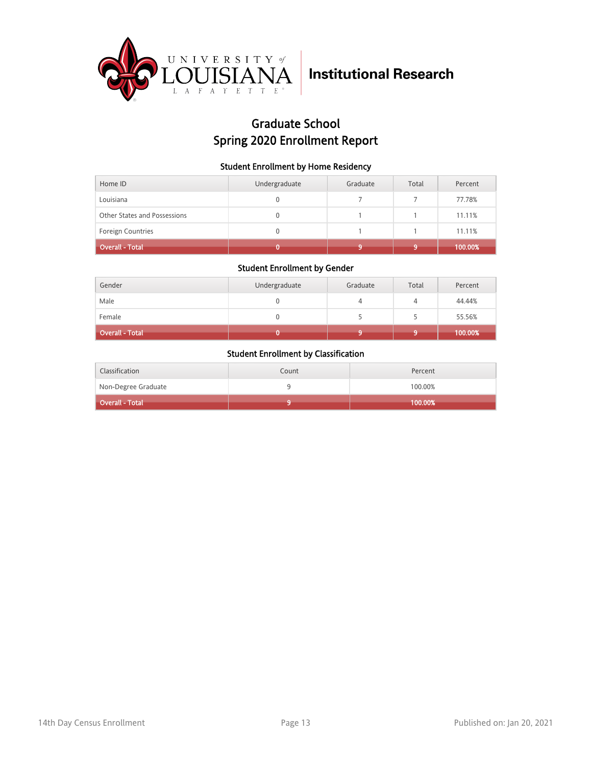University of Louisiana Lafayette | Institutional Research

# Graduate School
# Spring 2020 Enrollment Report

### Student Enrollment by Home Residency

| Home ID | Undergraduate | Graduate | Total | Percent |
|---|---|---|---|---|
| Louisiana | 0 | 7 | 7 | 77.78% |
| Other States and Possessions | 0 | 1 | 1 | 11.11% |
| Foreign Countries | 0 | 1 | 1 | 11.11% |
| **Overall - Total** | **0** | **9** | **9** | **100.00%** |

### Student Enrollment by Gender

| Gender | Undergraduate | Graduate | Total | Percent |
|---|---|---|---|---|
| Male | 0 | 4 | 4 | 44.44% |
| Female | 0 | 5 | 5 | 55.56% |
| **Overall - Total** | **0** | **9** | **9** | **100.00%** |

### Student Enrollment by Classification

| Classification | Count | Percent |
|---|---|---|
| Non-Degree Graduate | 9 | 100.00% |
| **Overall - Total** | **9** | **100.00%** |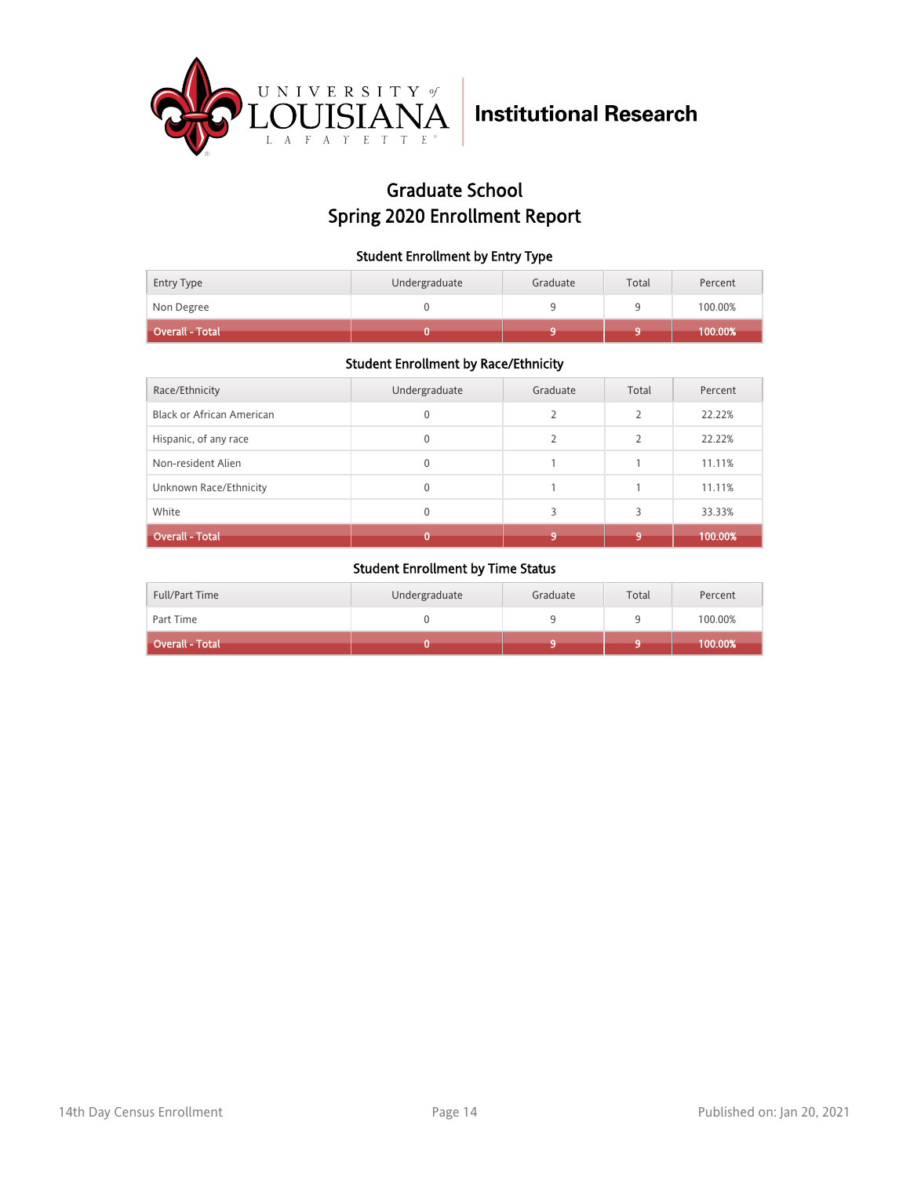University of Louisiana Lafayette | Institutional Research

# Graduate School
# Spring 2020 Enrollment Report

### Student Enrollment by Entry Type

| Entry Type | Undergraduate | Graduate | Total | Percent |
|---|---|---|---|---|
| Non Degree | 0 | 9 | 9 | 100.00% |
| **Overall - Total** | **0** | **9** | **9** | **100.00%** |

### Student Enrollment by Race/Ethnicity

| Race/Ethnicity | Undergraduate | Graduate | Total | Percent |
|---|---|---|---|---|
| Black or African American | 0 | 2 | 2 | 22.22% |
| Hispanic, of any race | 0 | 2 | 2 | 22.22% |
| Non-resident Alien | 0 | 1 | 1 | 11.11% |
| Unknown Race/Ethnicity | 0 | 1 | 1 | 11.11% |
| White | 0 | 3 | 3 | 33.33% |
| **Overall - Total** | **0** | **9** | **9** | **100.00%** |

### Student Enrollment by Time Status

| Full/Part Time | Undergraduate | Graduate | Total | Percent |
|---|---|---|---|---|
| Part Time | 0 | 9 | 9 | 100.00% |
| **Overall - Total** | **0** | **9** | **9** | **100.00%** |

14th Day Census Enrollment

Published on: Jan 20, 2021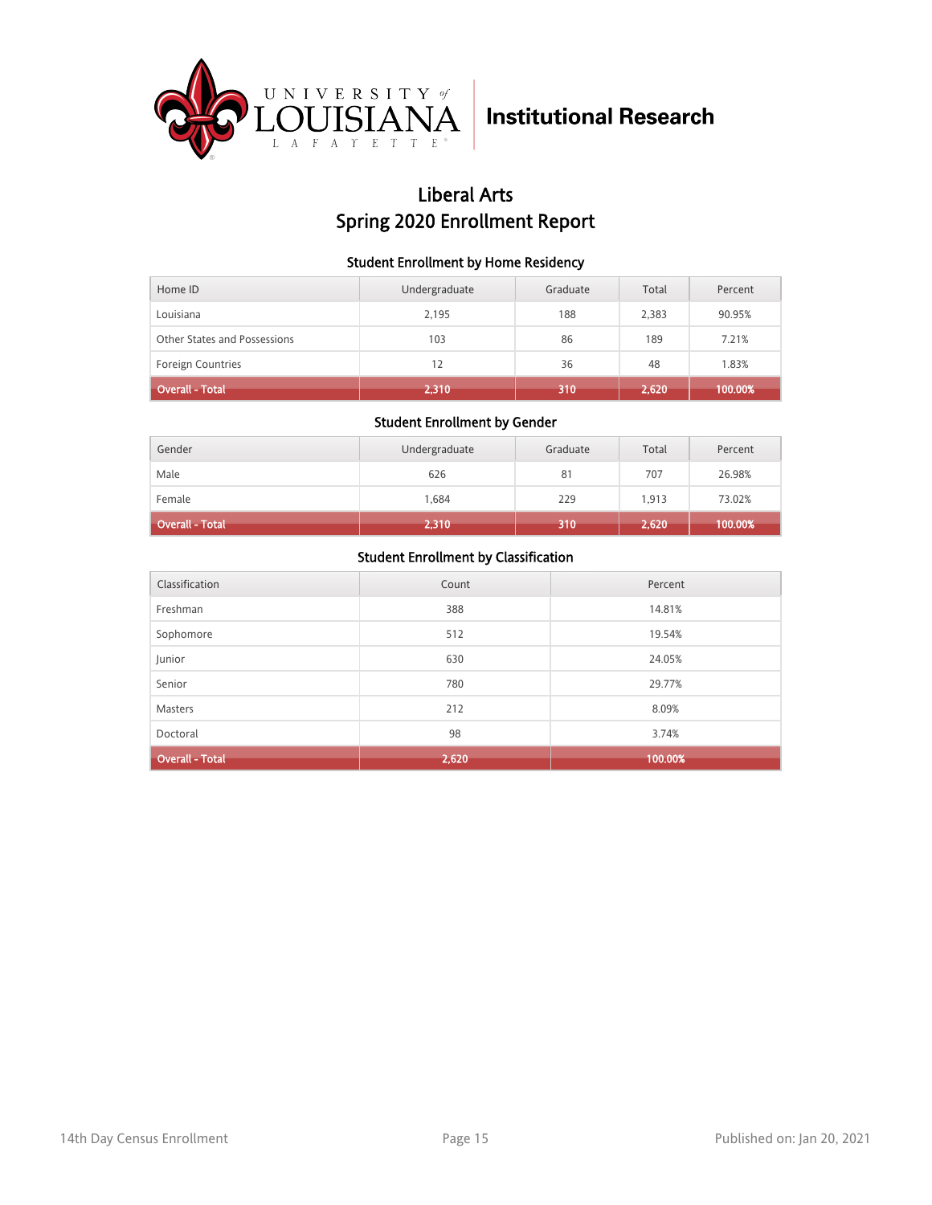University of Louisiana Lafayette | Institutional Research

# Liberal Arts
# Spring 2020 Enrollment Report

### Student Enrollment by Home Residency

| Home ID | Undergraduate | Graduate | Total | Percent |
|---|---|---|---|---|
| Louisiana | 2,195 | 188 | 2,383 | 90.95% |
| Other States and Possessions | 103 | 86 | 189 | 7.21% |
| Foreign Countries | 12 | 36 | 48 | 1.83% |
| **Overall - Total** | **2,310** | **310** | **2,620** | **100.00%** |

### Student Enrollment by Gender

| Gender | Undergraduate | Graduate | Total | Percent |
|---|---|---|---|---|
| Male | 626 | 81 | 707 | 26.98% |
| Female | 1,684 | 229 | 1,913 | 73.02% |
| **Overall - Total** | **2,310** | **310** | **2,620** | **100.00%** |

### Student Enrollment by Classification

| Classification | Count | Percent |
|---|---|---|
| Freshman | 388 | 14.81% |
| Sophomore | 512 | 19.54% |
| Junior | 630 | 24.05% |
| Senior | 780 | 29.77% |
| Masters | 212 | 8.09% |
| Doctoral | 98 | 3.74% |
| **Overall - Total** | **2,620** | **100.00%** |

14th Day Census Enrollment

Published on: Jan 20, 2021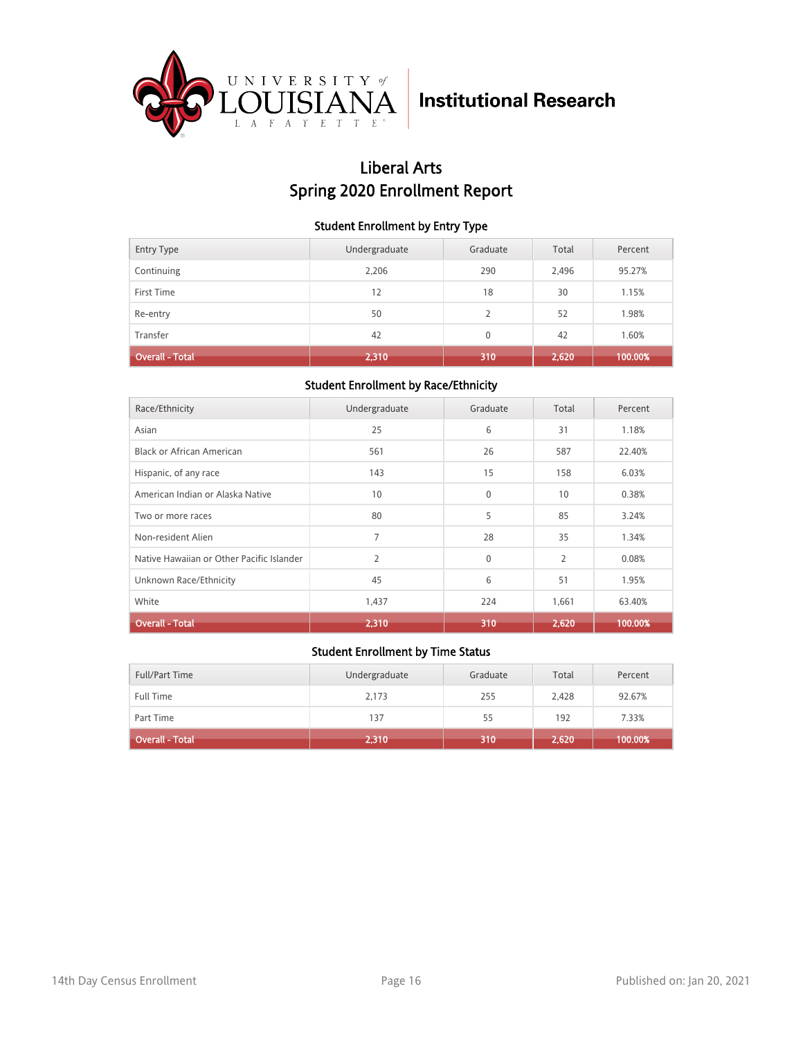UNIVERSITY of LOUISIANA LAFAYETTE

Institutional Research

# Liberal Arts
# Spring 2020 Enrollment Report

### Student Enrollment by Entry Type

| Entry Type | Undergraduate | Graduate | Total | Percent |
|---|---|---|---|---|
| Continuing | 2,206 | 290 | 2,496 | 95.27% |
| First Time | 12 | 18 | 30 | 1.15% |
| Re-entry | 50 | 2 | 52 | 1.98% |
| Transfer | 42 | 0 | 42 | 1.60% |
| **Overall - Total** | **2,310** | **310** | **2,620** | **100.00%** |

### Student Enrollment by Race/Ethnicity

| Race/Ethnicity | Undergraduate | Graduate | Total | Percent |
|---|---|---|---|---|
| Asian | 25 | 6 | 31 | 1.18% |
| Black or African American | 561 | 26 | 587 | 22.40% |
| Hispanic, of any race | 143 | 15 | 158 | 6.03% |
| American Indian or Alaska Native | 10 | 0 | 10 | 0.38% |
| Two or more races | 80 | 5 | 85 | 3.24% |
| Non-resident Alien | 7 | 28 | 35 | 1.34% |
| Native Hawaiian or Other Pacific Islander | 2 | 0 | 2 | 0.08% |
| Unknown Race/Ethnicity | 45 | 6 | 51 | 1.95% |
| White | 1,437 | 224 | 1,661 | 63.40% |
| **Overall - Total** | **2,310** | **310** | **2,620** | **100.00%** |

### Student Enrollment by Time Status

| Full/Part Time | Undergraduate | Graduate | Total | Percent |
|---|---|---|---|---|
| Full Time | 2,173 | 255 | 2,428 | 92.67% |
| Part Time | 137 | 55 | 192 | 7.33% |
| **Overall - Total** | **2,310** | **310** | **2,620** | **100.00%** |

14th Day Census Enrollment

Published on: Jan 20, 2021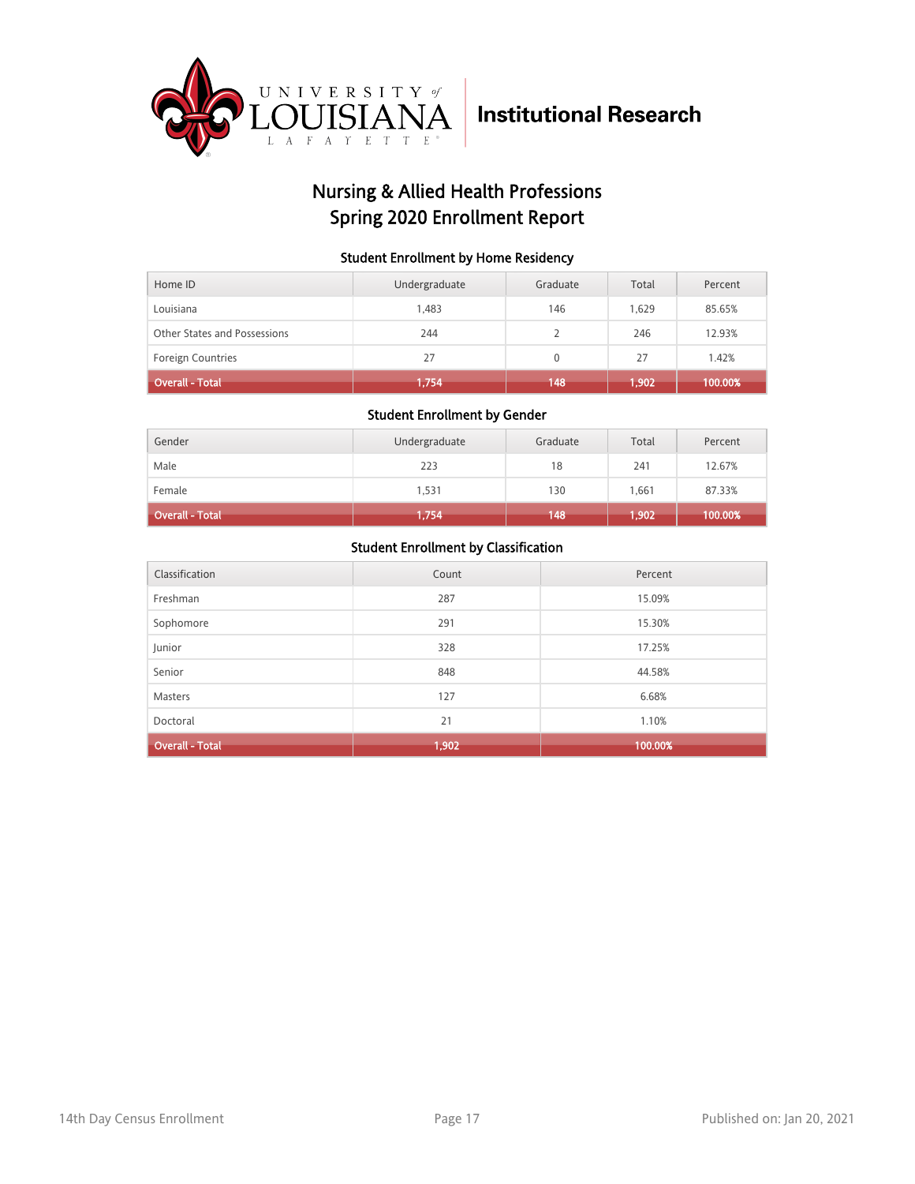University of Louisiana Lafayette | Institutional Research

# Nursing & Allied Health Professions
# Spring 2020 Enrollment Report

### Student Enrollment by Home Residency

| Home ID | Undergraduate | Graduate | Total | Percent |
|---|---|---|---|---|
| Louisiana | 1,483 | 146 | 1,629 | 85.65% |
| Other States and Possessions | 244 | 2 | 246 | 12.93% |
| Foreign Countries | 27 | 0 | 27 | 1.42% |
| **Overall - Total** | **1,754** | **148** | **1,902** | **100.00%** |

### Student Enrollment by Gender

| Gender | Undergraduate | Graduate | Total | Percent |
|---|---|---|---|---|
| Male | 223 | 18 | 241 | 12.67% |
| Female | 1,531 | 130 | 1,661 | 87.33% |
| **Overall - Total** | **1,754** | **148** | **1,902** | **100.00%** |

### Student Enrollment by Classification

| Classification | Count | Percent |
|---|---|---|
| Freshman | 287 | 15.09% |
| Sophomore | 291 | 15.30% |
| Junior | 328 | 17.25% |
| Senior | 848 | 44.58% |
| Masters | 127 | 6.68% |
| Doctoral | 21 | 1.10% |
| **Overall - Total** | **1,902** | **100.00%** |

14th Day Census Enrollment

Published on: Jan 20, 2021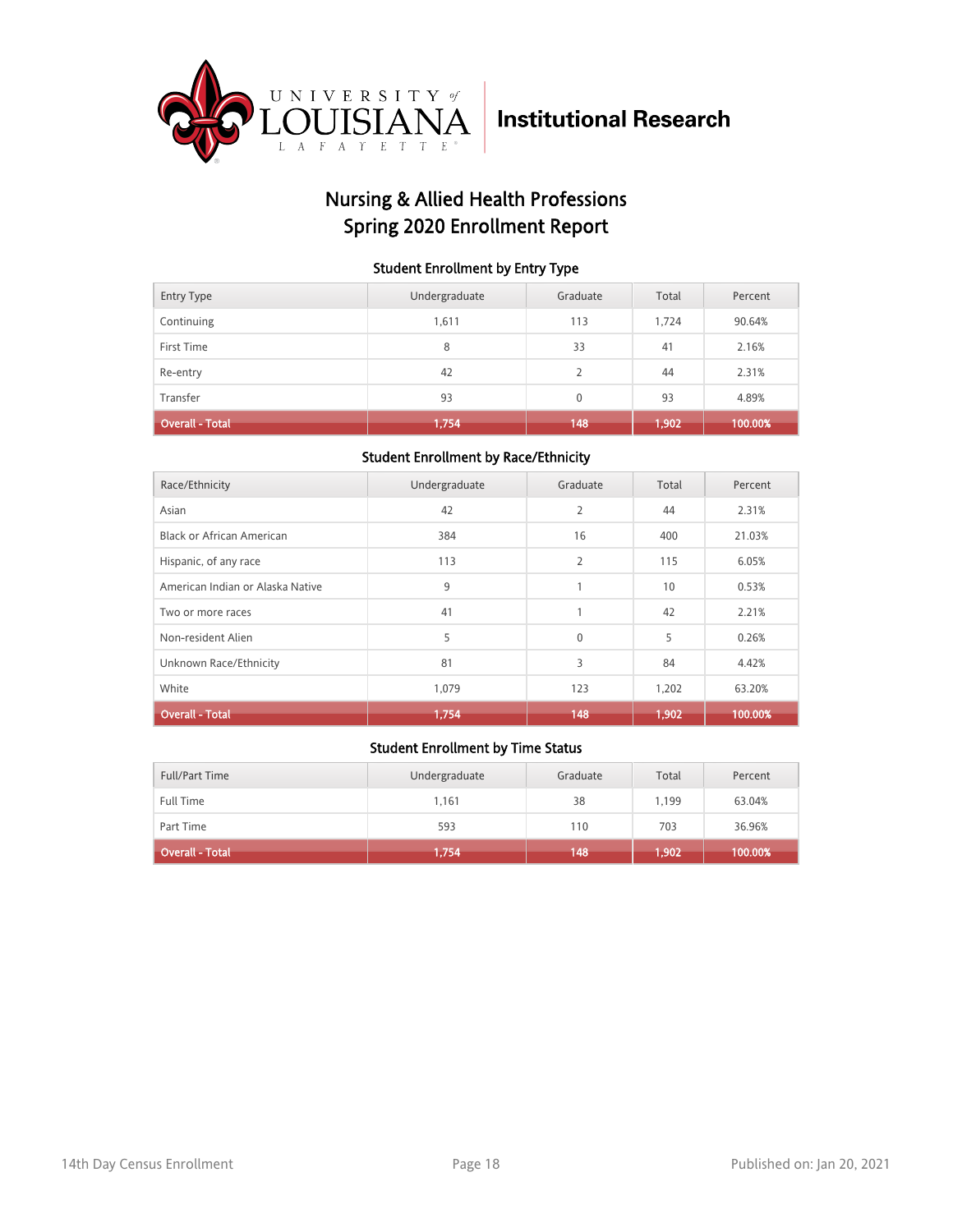University of Louisiana at Lafayette — Institutional Research

# Nursing & Allied Health Professions
# Spring 2020 Enrollment Report

### Student Enrollment by Entry Type

| Entry Type | Undergraduate | Graduate | Total | Percent |
|---|---|---|---|---|
| Continuing | 1,611 | 113 | 1,724 | 90.64% |
| First Time | 8 | 33 | 41 | 2.16% |
| Re-entry | 42 | 2 | 44 | 2.31% |
| Transfer | 93 | 0 | 93 | 4.89% |
| **Overall - Total** | **1,754** | **148** | **1,902** | **100.00%** |

### Student Enrollment by Race/Ethnicity

| Race/Ethnicity | Undergraduate | Graduate | Total | Percent |
|---|---|---|---|---|
| Asian | 42 | 2 | 44 | 2.31% |
| Black or African American | 384 | 16 | 400 | 21.03% |
| Hispanic, of any race | 113 | 2 | 115 | 6.05% |
| American Indian or Alaska Native | 9 | 1 | 10 | 0.53% |
| Two or more races | 41 | 1 | 42 | 2.21% |
| Non-resident Alien | 5 | 0 | 5 | 0.26% |
| Unknown Race/Ethnicity | 81 | 3 | 84 | 4.42% |
| White | 1,079 | 123 | 1,202 | 63.20% |
| **Overall - Total** | **1,754** | **148** | **1,902** | **100.00%** |

### Student Enrollment by Time Status

| Full/Part Time | Undergraduate | Graduate | Total | Percent |
|---|---|---|---|---|
| Full Time | 1,161 | 38 | 1,199 | 63.04% |
| Part Time | 593 | 110 | 703 | 36.96% |
| **Overall - Total** | **1,754** | **148** | **1,902** | **100.00%** |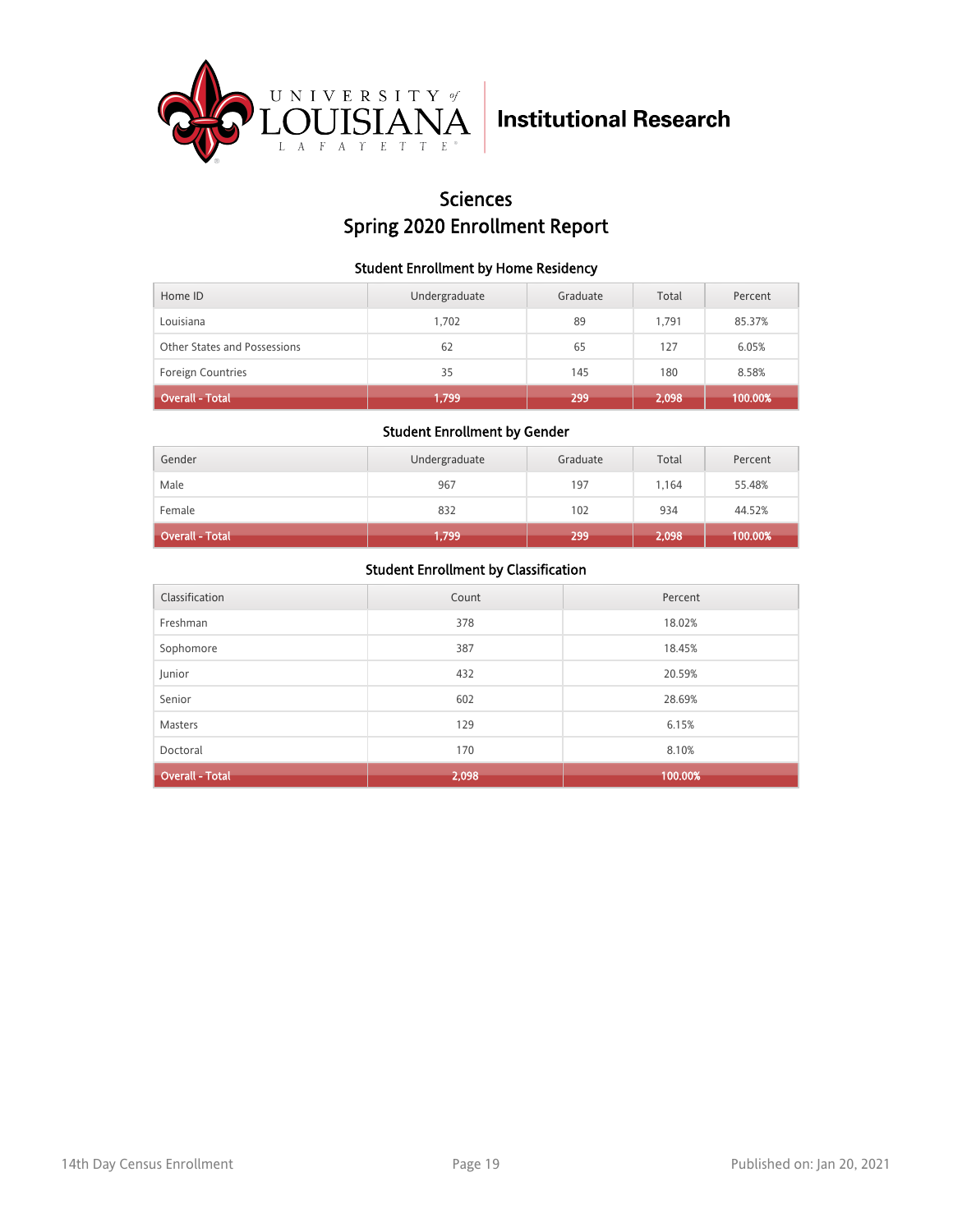University of Louisiana Lafayette — Institutional Research

# Sciences
# Spring 2020 Enrollment Report

### Student Enrollment by Home Residency

| Home ID | Undergraduate | Graduate | Total | Percent |
|---|---|---|---|---|
| Louisiana | 1,702 | 89 | 1,791 | 85.37% |
| Other States and Possessions | 62 | 65 | 127 | 6.05% |
| Foreign Countries | 35 | 145 | 180 | 8.58% |
| **Overall - Total** | **1,799** | **299** | **2,098** | **100.00%** |

### Student Enrollment by Gender

| Gender | Undergraduate | Graduate | Total | Percent |
|---|---|---|---|---|
| Male | 967 | 197 | 1,164 | 55.48% |
| Female | 832 | 102 | 934 | 44.52% |
| **Overall - Total** | **1,799** | **299** | **2,098** | **100.00%** |

### Student Enrollment by Classification

| Classification | Count | Percent |
|---|---|---|
| Freshman | 378 | 18.02% |
| Sophomore | 387 | 18.45% |
| Junior | 432 | 20.59% |
| Senior | 602 | 28.69% |
| Masters | 129 | 6.15% |
| Doctoral | 170 | 8.10% |
| **Overall - Total** | **2,098** | **100.00%** |

14th Day Census Enrollment — Published on: Jan 20, 2021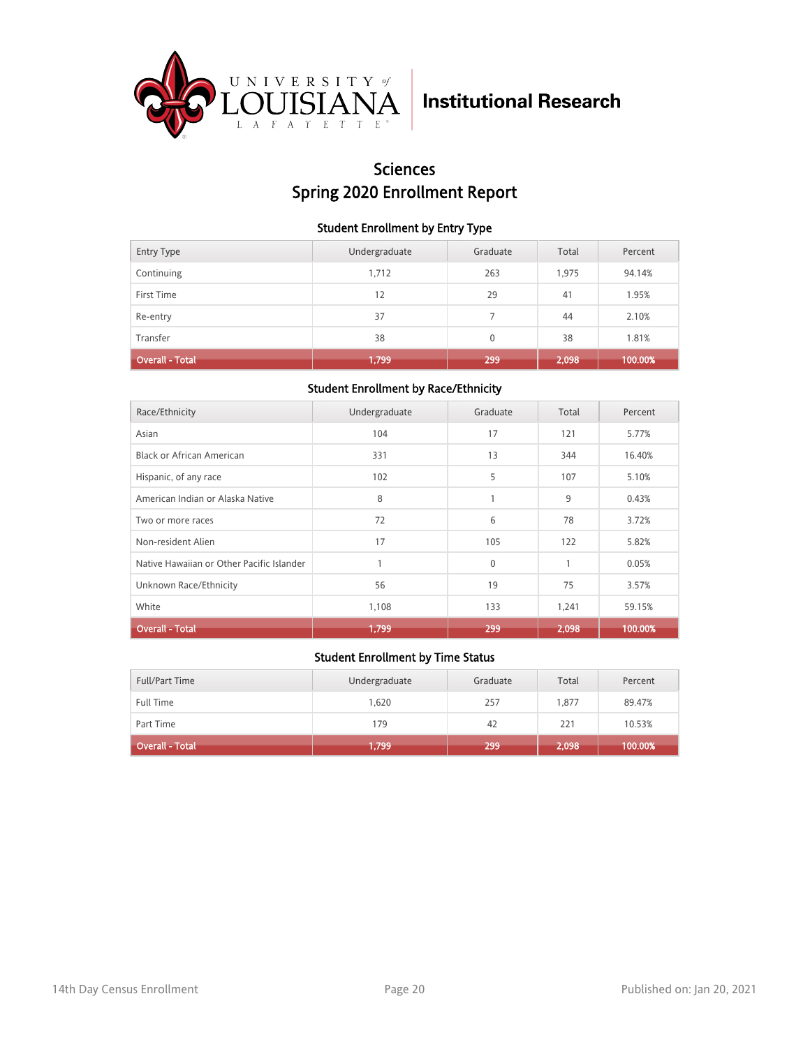University of Louisiana Lafayette — Institutional Research

# Sciences
# Spring 2020 Enrollment Report

### Student Enrollment by Entry Type

| Entry Type | Undergraduate | Graduate | Total | Percent |
|---|---|---|---|---|
| Continuing | 1,712 | 263 | 1,975 | 94.14% |
| First Time | 12 | 29 | 41 | 1.95% |
| Re-entry | 37 | 7 | 44 | 2.10% |
| Transfer | 38 | 0 | 38 | 1.81% |
| **Overall - Total** | **1,799** | **299** | **2,098** | **100.00%** |

### Student Enrollment by Race/Ethnicity

| Race/Ethnicity | Undergraduate | Graduate | Total | Percent |
|---|---|---|---|---|
| Asian | 104 | 17 | 121 | 5.77% |
| Black or African American | 331 | 13 | 344 | 16.40% |
| Hispanic, of any race | 102 | 5 | 107 | 5.10% |
| American Indian or Alaska Native | 8 | 1 | 9 | 0.43% |
| Two or more races | 72 | 6 | 78 | 3.72% |
| Non-resident Alien | 17 | 105 | 122 | 5.82% |
| Native Hawaiian or Other Pacific Islander | 1 | 0 | 1 | 0.05% |
| Unknown Race/Ethnicity | 56 | 19 | 75 | 3.57% |
| White | 1,108 | 133 | 1,241 | 59.15% |
| **Overall - Total** | **1,799** | **299** | **2,098** | **100.00%** |

### Student Enrollment by Time Status

| Full/Part Time | Undergraduate | Graduate | Total | Percent |
|---|---|---|---|---|
| Full Time | 1,620 | 257 | 1,877 | 89.47% |
| Part Time | 179 | 42 | 221 | 10.53% |
| **Overall - Total** | **1,799** | **299** | **2,098** | **100.00%** |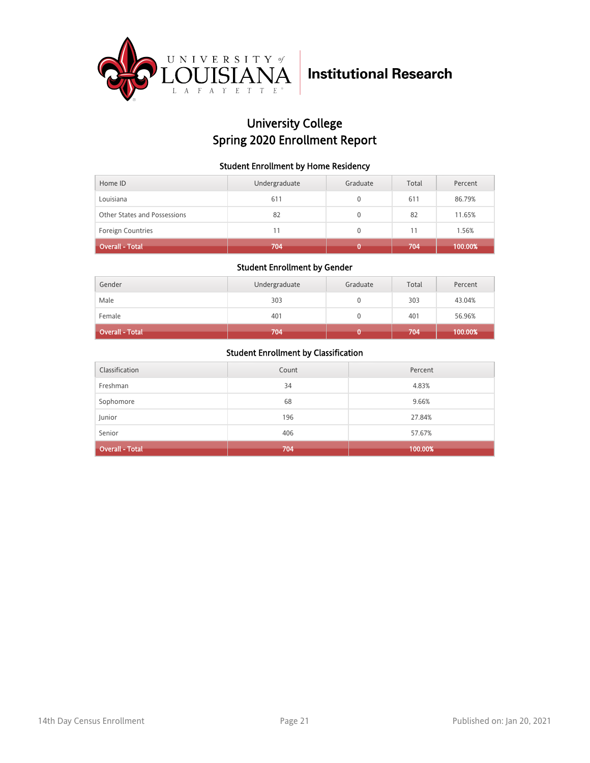University of Louisiana Lafayette | Institutional Research

# University College
## Spring 2020 Enrollment Report

### Student Enrollment by Home Residency

| Home ID | Undergraduate | Graduate | Total | Percent |
|---|---|---|---|---|
| Louisiana | 611 | 0 | 611 | 86.79% |
| Other States and Possessions | 82 | 0 | 82 | 11.65% |
| Foreign Countries | 11 | 0 | 11 | 1.56% |
| **Overall - Total** | **704** | **0** | **704** | **100.00%** |

### Student Enrollment by Gender

| Gender | Undergraduate | Graduate | Total | Percent |
|---|---|---|---|---|
| Male | 303 | 0 | 303 | 43.04% |
| Female | 401 | 0 | 401 | 56.96% |
| **Overall - Total** | **704** | **0** | **704** | **100.00%** |

### Student Enrollment by Classification

| Classification | Count | Percent |
|---|---|---|
| Freshman | 34 | 4.83% |
| Sophomore | 68 | 9.66% |
| Junior | 196 | 27.84% |
| Senior | 406 | 57.67% |
| **Overall - Total** | **704** | **100.00%** |

14th Day Census Enrollment

Published on: Jan 20, 2021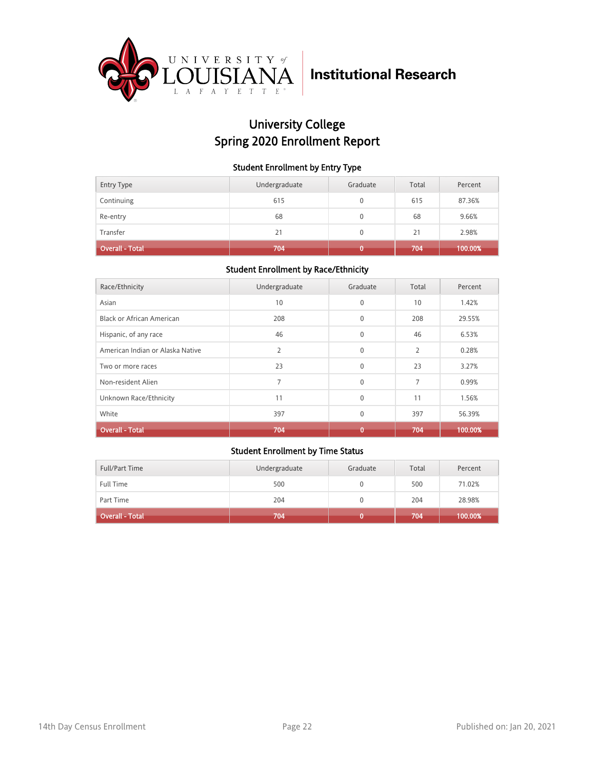Institutional Research

# University College
# Spring 2020 Enrollment Report

### Student Enrollment by Entry Type

| Entry Type | Undergraduate | Graduate | Total | Percent |
|---|---|---|---|---|
| Continuing | 615 | 0 | 615 | 87.36% |
| Re-entry | 68 | 0 | 68 | 9.66% |
| Transfer | 21 | 0 | 21 | 2.98% |
| Overall - Total | 704 | 0 | 704 | 100.00% |

### Student Enrollment by Race/Ethnicity

| Race/Ethnicity | Undergraduate | Graduate | Total | Percent |
|---|---|---|---|---|
| Asian | 10 | 0 | 10 | 1.42% |
| Black or African American | 208 | 0 | 208 | 29.55% |
| Hispanic, of any race | 46 | 0 | 46 | 6.53% |
| American Indian or Alaska Native | 2 | 0 | 2 | 0.28% |
| Two or more races | 23 | 0 | 23 | 3.27% |
| Non-resident Alien | 7 | 0 | 7 | 0.99% |
| Unknown Race/Ethnicity | 11 | 0 | 11 | 1.56% |
| White | 397 | 0 | 397 | 56.39% |
| Overall - Total | 704 | 0 | 704 | 100.00% |

### Student Enrollment by Time Status

| Full/Part Time | Undergraduate | Graduate | Total | Percent |
|---|---|---|---|---|
| Full Time | 500 | 0 | 500 | 71.02% |
| Part Time | 204 | 0 | 204 | 28.98% |
| Overall - Total | 704 | 0 | 704 | 100.00% |